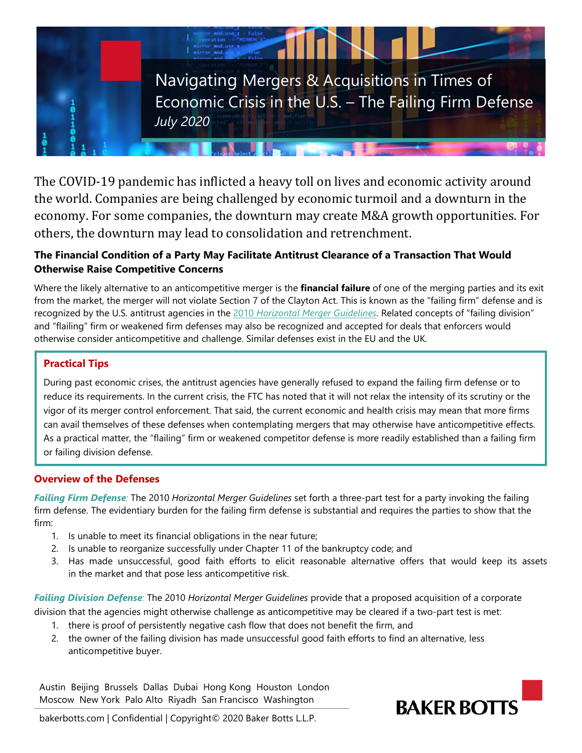# Navigating Mergers & Acquisitions in Times of Economic Crisis in the U.S. – The Failing Firm Defense

*July 2020*

The COVID-19 pandemic has inflicted a heavy toll on lives and economic activity around the world. Companies are being challenged by economic turmoil and a downturn in the economy. For some companies, the downturn may create M&A growth opportunities. For others, the downturn may lead to consolidation and retrenchment.

### The Financial Condition of a Party May Facilitate Antitrust Clearance of a Transaction That Would Otherwise Raise Competitive Concerns

Where the likely alternative to an anticompetitive merger is the **financial failure** of one of the merging parties and its exit from the market, the merger will not violate Section 7 of the Clayton Act. This is known as the "failing firm" defense and is recognized by the U.S. antitrust agencies in the 2010 *Horizontal Merger Guidelines*. Related concepts of "failing division" and "flailing" firm or weakened firm defenses may also be recognized and accepted for deals that enforcers would otherwise consider anticompetitive and challenge. Similar defenses exist in the EU and the UK.

#### Practical Tips

During past economic crises, the antitrust agencies have generally refused to expand the failing firm defense or to reduce its requirements. In the current crisis, the FTC has noted that it will not relax the intensity of its scrutiny or the vigor of its merger control enforcement. That said, the current economic and health crisis may mean that more firms can avail themselves of these defenses when contemplating mergers that may otherwise have anticompetitive effects. As a practical matter, the "flailing" firm or weakened competitor defense is more readily established than a failing firm or failing division defense.

### Overview of the Defenses

***Failing Firm Defense:*** The 2010 *Horizontal Merger Guidelines* set forth a three-part test for a party invoking the failing firm defense. The evidentiary burden for the failing firm defense is substantial and requires the parties to show that the firm:

1. Is unable to meet its financial obligations in the near future;
2. Is unable to reorganize successfully under Chapter 11 of the bankruptcy code; and
3. Has made unsuccessful, good faith efforts to elicit reasonable alternative offers that would keep its assets in the market and that pose less anticompetitive risk.

***Failing Division Defense:*** The 2010 *Horizontal Merger Guidelines* provide that a proposed acquisition of a corporate division that the agencies might otherwise challenge as anticompetitive may be cleared if a two-part test is met:

1. there is proof of persistently negative cash flow that does not benefit the firm, and
2. the owner of the failing division has made unsuccessful good faith efforts to find an alternative, less anticompetitive buyer.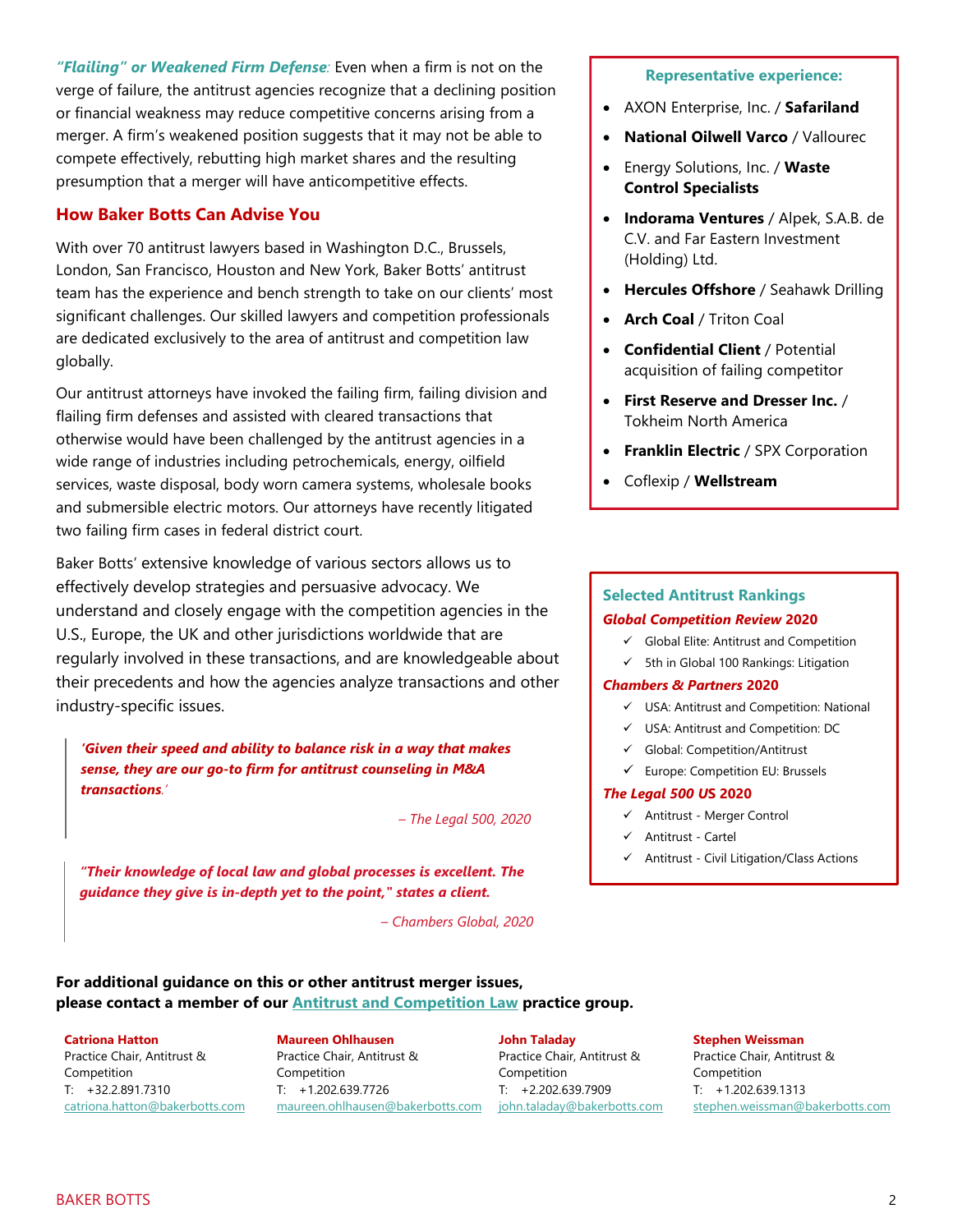***"Flailing" or Weakened Firm Defense**:* Even when a firm is not on the verge of failure, the antitrust agencies recognize that a declining position or financial weakness may reduce competitive concerns arising from a merger. A firm's weakened position suggests that it may not be able to compete effectively, rebutting high market shares and the resulting presumption that a merger will have anticompetitive effects.

## How Baker Botts Can Advise You

With over 70 antitrust lawyers based in Washington D.C., Brussels, London, San Francisco, Houston and New York, Baker Botts' antitrust team has the experience and bench strength to take on our clients' most significant challenges. Our skilled lawyers and competition professionals are dedicated exclusively to the area of antitrust and competition law globally.

Our antitrust attorneys have invoked the failing firm, failing division and flailing firm defenses and assisted with cleared transactions that otherwise would have been challenged by the antitrust agencies in a wide range of industries including petrochemicals, energy, oilfield services, waste disposal, body worn camera systems, wholesale books and submersible electric motors. Our attorneys have recently litigated two failing firm cases in federal district court.

Baker Botts' extensive knowledge of various sectors allows us to effectively develop strategies and persuasive advocacy. We understand and closely engage with the competition agencies in the U.S., Europe, the UK and other jurisdictions worldwide that are regularly involved in these transactions, and are knowledgeable about their precedents and how the agencies analyze transactions and other industry-specific issues.

> ***'Given their speed and ability to balance risk in a way that makes sense, they are our go-to firm for antitrust counseling in M&A transactions**.'*
>
> *– The Legal 500, 2020*

> ***"Their knowledge of local law and global processes is excellent. The guidance they give is in-depth yet to the point," states a client.***
>
> *– Chambers Global, 2020*

### Representative experience:

- AXON Enterprise, Inc. / **Safariland**
- **National Oilwell Varco** / Vallourec
- Energy Solutions, Inc. / **Waste Control Specialists**
- **Indorama Ventures** / Alpek, S.A.B. de C.V. and Far Eastern Investment (Holding) Ltd.
- **Hercules Offshore** / Seahawk Drilling
- **Arch Coal** / Triton Coal
- **Confidential Client** / Potential acquisition of failing competitor
- **First Reserve and Dresser Inc.** / Tokheim North America
- **Franklin Electric** / SPX Corporation
- Coflexip / **Wellstream**

### Selected Antitrust Rankings

***Global Competition Review* 2020**

- ✓ Global Elite: Antitrust and Competition
- ✓ 5th in Global 100 Rankings: Litigation

***Chambers & Partners* 2020**

- ✓ USA: Antitrust and Competition: National
- ✓ USA: Antitrust and Competition: DC
- ✓ Global: Competition/Antitrust
- ✓ Europe: Competition EU: Brussels

***The Legal 500 US* 2020**

- ✓ Antitrust - Merger Control
- ✓ Antitrust - Cartel
- ✓ Antitrust - Civil Litigation/Class Actions

**For additional guidance on this or other antitrust merger issues, please contact a member of our [Antitrust and Competition Law](#) practice group.**

**Catriona Hatton**
Practice Chair, Antitrust & Competition
T: +32.2.891.7310
catriona.hatton@bakerbotts.com

**Maureen Ohlhausen**
Practice Chair, Antitrust & Competition
T: +1.202.639.7726
maureen.ohlhausen@bakerbotts.com

**John Taladay**
Practice Chair, Antitrust & Competition
T: +2.202.639.7909
john.taladay@bakerbotts.com

**Stephen Weissman**
Practice Chair, Antitrust & Competition
T: +1.202.639.1313
stephen.weissman@bakerbotts.com